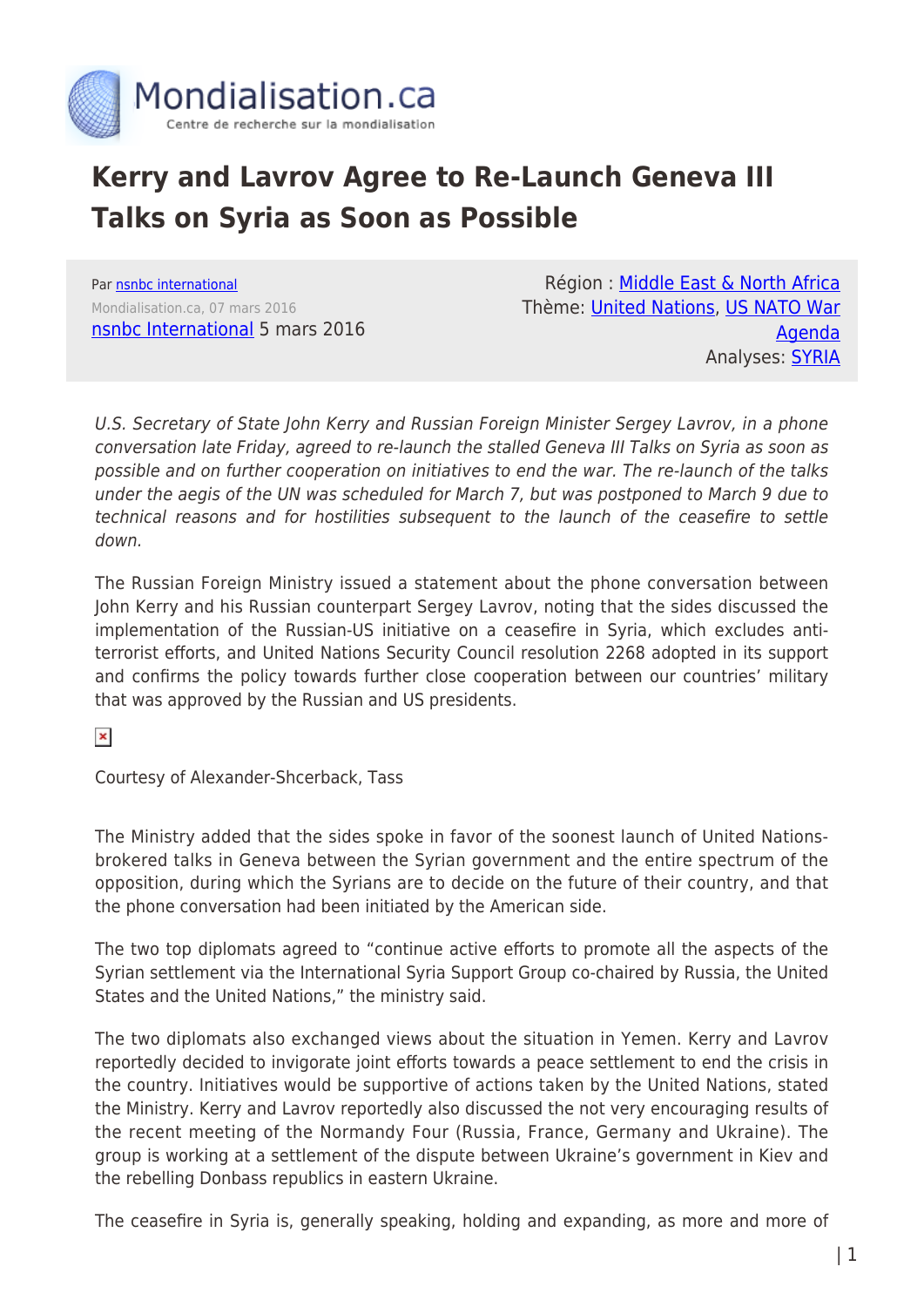# Kerry and Lavrov Agree to Re-Launch Geneva III Talks on Syria as Soon as Possible

Par nsnbc international
Mondialisation.ca, 07 mars 2016
nsnbc International 5 mars 2016

Région : Middle East & North Africa
Thème: United Nations, US NATO War Agenda
Analyses: SYRIA

*U.S. Secretary of State John Kerry and Russian Foreign Minister Sergey Lavrov, in a phone conversation late Friday, agreed to re-launch the stalled Geneva III Talks on Syria as soon as possible and on further cooperation on initiatives to end the war. The re-launch of the talks under the aegis of the UN was scheduled for March 7, but was postponed to March 9 due to technical reasons and for hostilities subsequent to the launch of the ceasefire to settle down.*

The Russian Foreign Ministry issued a statement about the phone conversation between John Kerry and his Russian counterpart Sergey Lavrov, noting that the sides discussed the implementation of the Russian-US initiative on a ceasefire in Syria, which excludes anti-terrorist efforts, and United Nations Security Council resolution 2268 adopted in its support and confirms the policy towards further close cooperation between our countries' military that was approved by the Russian and US presidents.

Courtesy of Alexander-Shcerback, Tass

The Ministry added that the sides spoke in favor of the soonest launch of United Nations-brokered talks in Geneva between the Syrian government and the entire spectrum of the opposition, during which the Syrians are to decide on the future of their country, and that the phone conversation had been initiated by the American side.

The two top diplomats agreed to "continue active efforts to promote all the aspects of the Syrian settlement via the International Syria Support Group co-chaired by Russia, the United States and the United Nations," the ministry said.

The two diplomats also exchanged views about the situation in Yemen. Kerry and Lavrov reportedly decided to invigorate joint efforts towards a peace settlement to end the crisis in the country. Initiatives would be supportive of actions taken by the United Nations, stated the Ministry. Kerry and Lavrov reportedly also discussed the not very encouraging results of the recent meeting of the Normandy Four (Russia, France, Germany and Ukraine). The group is working at a settlement of the dispute between Ukraine's government in Kiev and the rebelling Donbass republics in eastern Ukraine.

The ceasefire in Syria is, generally speaking, holding and expanding, as more and more of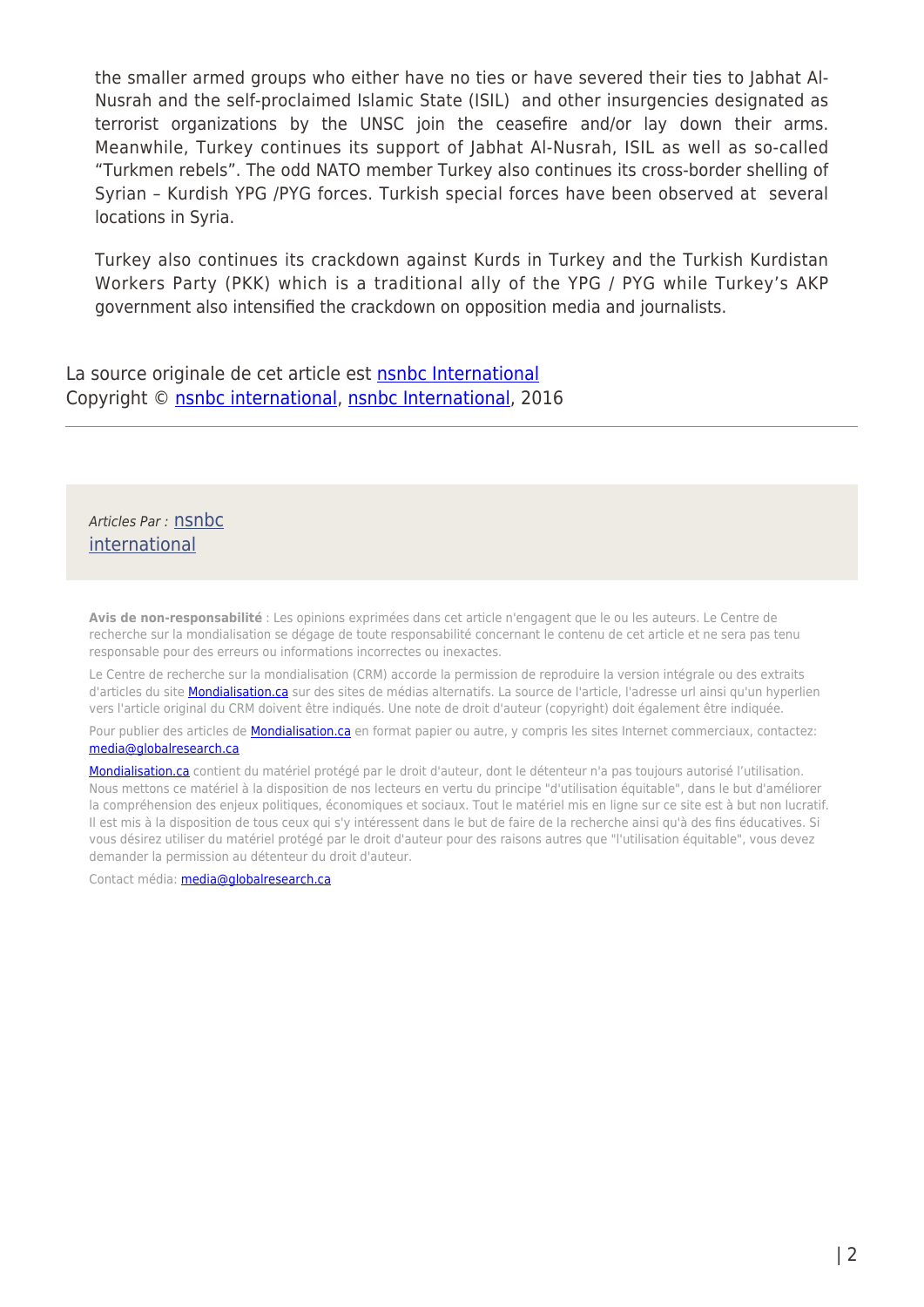the smaller armed groups who either have no ties or have severed their ties to Jabhat Al-Nusrah and the self-proclaimed Islamic State (ISIL) and other insurgencies designated as terrorist organizations by the UNSC join the ceasefire and/or lay down their arms. Meanwhile, Turkey continues its support of Jabhat Al-Nusrah, ISIL as well as so-called "Turkmen rebels". The odd NATO member Turkey also continues its cross-border shelling of Syrian – Kurdish YPG /PYG forces. Turkish special forces have been observed at several locations in Syria.

Turkey also continues its crackdown against Kurds in Turkey and the Turkish Kurdistan Workers Party (PKK) which is a traditional ally of the YPG / PYG while Turkey's AKP government also intensified the crackdown on opposition media and journalists.

La source originale de cet article est nsnbc International
Copyright © nsnbc international, nsnbc International, 2016

---

*Articles Par :* nsnbc international

**Avis de non-responsabilité** : Les opinions exprimées dans cet article n'engagent que le ou les auteurs. Le Centre de recherche sur la mondialisation se dégage de toute responsabilité concernant le contenu de cet article et ne sera pas tenu responsable pour des erreurs ou informations incorrectes ou inexactes.

Le Centre de recherche sur la mondialisation (CRM) accorde la permission de reproduire la version intégrale ou des extraits d'articles du site Mondialisation.ca sur des sites de médias alternatifs. La source de l'article, l'adresse url ainsi qu'un hyperlien vers l'article original du CRM doivent être indiqués. Une note de droit d'auteur (copyright) doit également être indiquée.

Pour publier des articles de Mondialisation.ca en format papier ou autre, y compris les sites Internet commerciaux, contactez: media@globalresearch.ca

Mondialisation.ca contient du matériel protégé par le droit d'auteur, dont le détenteur n'a pas toujours autorisé l'utilisation. Nous mettons ce matériel à la disposition de nos lecteurs en vertu du principe "d'utilisation équitable", dans le but d'améliorer la compréhension des enjeux politiques, économiques et sociaux. Tout le matériel mis en ligne sur ce site est à but non lucratif. Il est mis à la disposition de tous ceux qui s'y intéressent dans le but de faire de la recherche ainsi qu'à des fins éducatives. Si vous désirez utiliser du matériel protégé par le droit d'auteur pour des raisons autres que "l'utilisation équitable", vous devez demander la permission au détenteur du droit d'auteur.

Contact média: media@globalresearch.ca